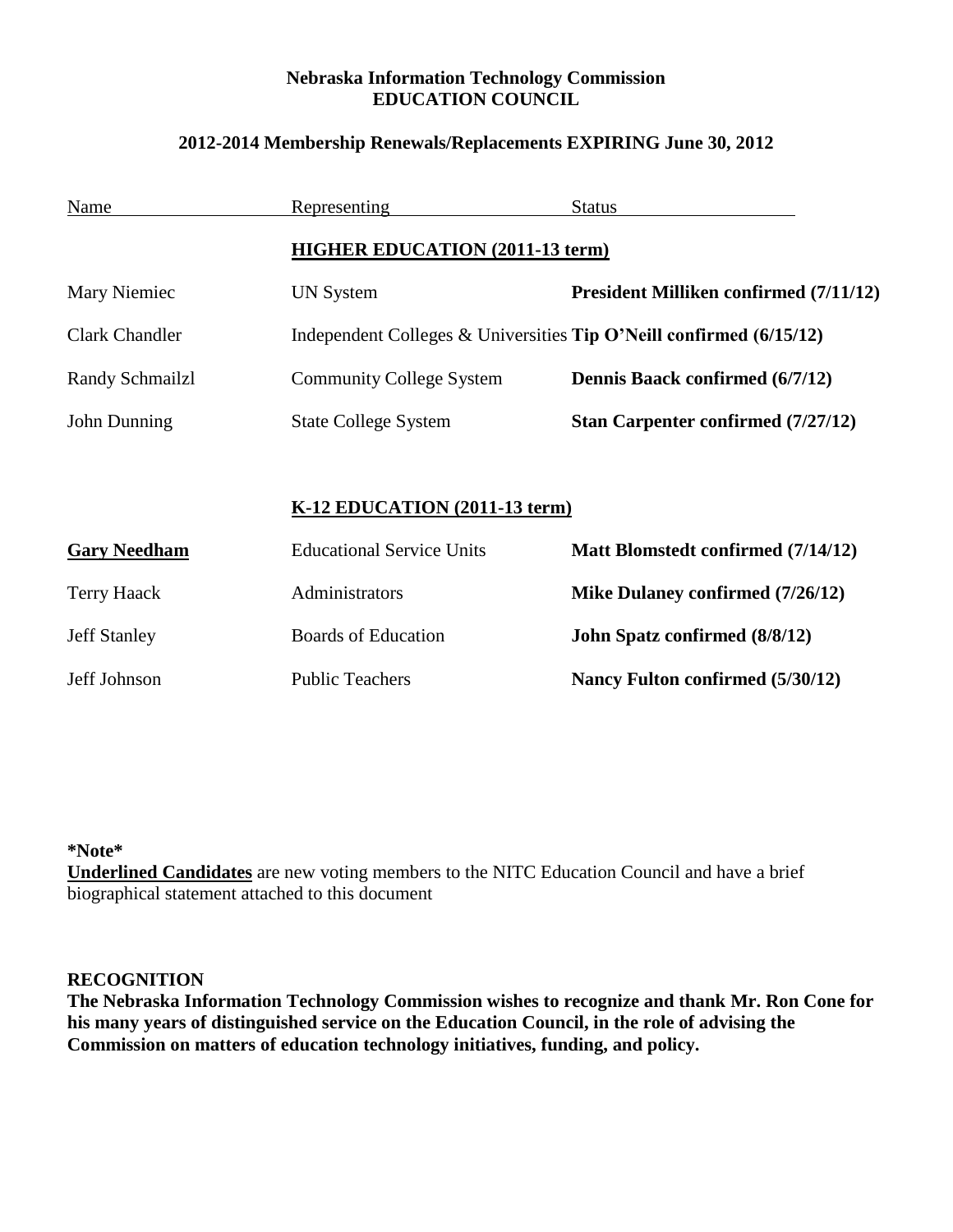**Nebraska Information Technology Commission**
**EDUCATION COUNCIL**

**2012-2014 Membership Renewals/Replacements EXPIRING June 30, 2012**

| Name | Representing | Status |
|---|---|---|
| | **HIGHER EDUCATION (2011-13 term)** | |
| Mary Niemiec | UN System | **President Milliken confirmed (7/11/12)** |
| Clark Chandler | Independent Colleges & Universities | **Tip O'Neill confirmed (6/15/12)** |
| Randy Schmailzl | Community College System | **Dennis Baack confirmed (6/7/12)** |
| John Dunning | State College System | **Stan Carpenter confirmed (7/27/12)** |
| | **K-12 EDUCATION (2011-13 term)** | |
| **Gary Needham** | Educational Service Units | **Matt Blomstedt confirmed (7/14/12)** |
| Terry Haack | Administrators | **Mike Dulaney confirmed (7/26/12)** |
| Jeff Stanley | Boards of Education | **John Spatz confirmed (8/8/12)** |
| Jeff Johnson | Public Teachers | **Nancy Fulton confirmed (5/30/12)** |

**\*Note\***
**Underlined Candidates** are new voting members to the NITC Education Council and have a brief biographical statement attached to this document

**RECOGNITION**
**The Nebraska Information Technology Commission wishes to recognize and thank Mr. Ron Cone for his many years of distinguished service on the Education Council, in the role of advising the Commission on matters of education technology initiatives, funding, and policy.**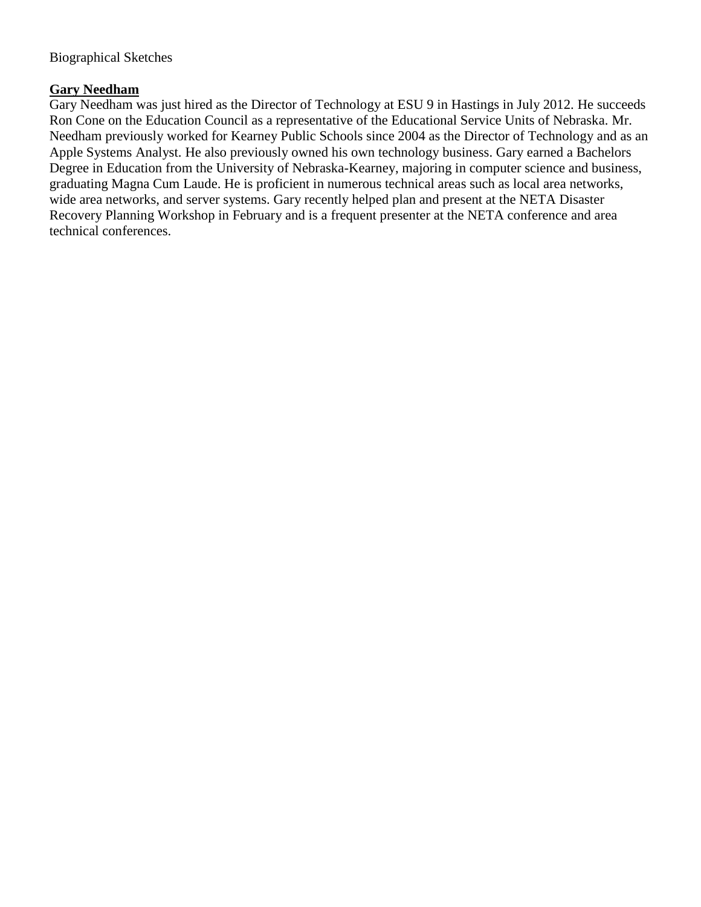Biographical Sketches

**Gary Needham**

Gary Needham was just hired as the Director of Technology at ESU 9 in Hastings in July 2012. He succeeds Ron Cone on the Education Council as a representative of the Educational Service Units of Nebraska. Mr. Needham previously worked for Kearney Public Schools since 2004 as the Director of Technology and as an Apple Systems Analyst. He also previously owned his own technology business. Gary earned a Bachelors Degree in Education from the University of Nebraska-Kearney, majoring in computer science and business, graduating Magna Cum Laude. He is proficient in numerous technical areas such as local area networks, wide area networks, and server systems. Gary recently helped plan and present at the NETA Disaster Recovery Planning Workshop in February and is a frequent presenter at the NETA conference and area technical conferences.